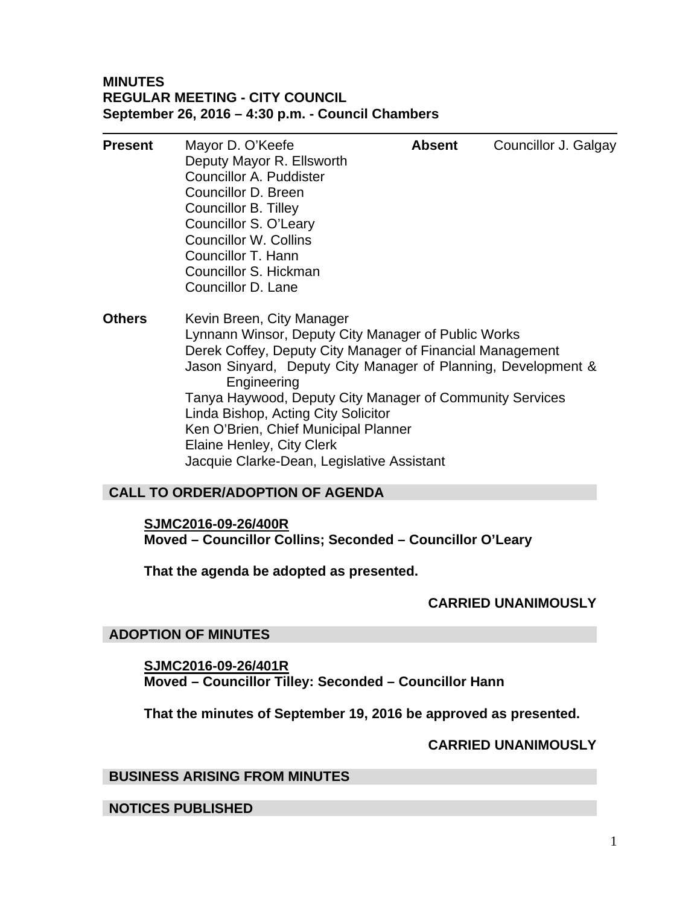**MINUTES**
**REGULAR MEETING - CITY COUNCIL**
**September 26, 2016 – 4:30 p.m. - Council Chambers**

---

| **Present** | | **Absent** | |
|---|---|---|---|
| | Mayor D. O'Keefe | | Councillor J. Galgay |
| | Deputy Mayor R. Ellsworth | | |
| | Councillor A. Puddister | | |
| | Councillor D. Breen | | |
| | Councillor B. Tilley | | |
| | Councillor S. O'Leary | | |
| | Councillor W. Collins | | |
| | Councillor T. Hann | | |
| | Councillor S. Hickman | | |
| | Councillor D. Lane | | |

**Others**

Kevin Breen, City Manager
Lynnann Winsor, Deputy City Manager of Public Works
Derek Coffey, Deputy City Manager of Financial Management
Jason Sinyard, Deputy City Manager of Planning, Development & Engineering
Tanya Haywood, Deputy City Manager of Community Services
Linda Bishop, Acting City Solicitor
Ken O'Brien, Chief Municipal Planner
Elaine Henley, City Clerk
Jacquie Clarke-Dean, Legislative Assistant

## CALL TO ORDER/ADOPTION OF AGENDA

**SJMC2016-09-26/400R**
**Moved – Councillor Collins; Seconded – Councillor O'Leary**

**That the agenda be adopted as presented.**

**CARRIED UNANIMOUSLY**

## ADOPTION OF MINUTES

**SJMC2016-09-26/401R**
**Moved – Councillor Tilley: Seconded – Councillor Hann**

**That the minutes of September 19, 2016 be approved as presented.**

**CARRIED UNANIMOUSLY**

## BUSINESS ARISING FROM MINUTES

## NOTICES PUBLISHED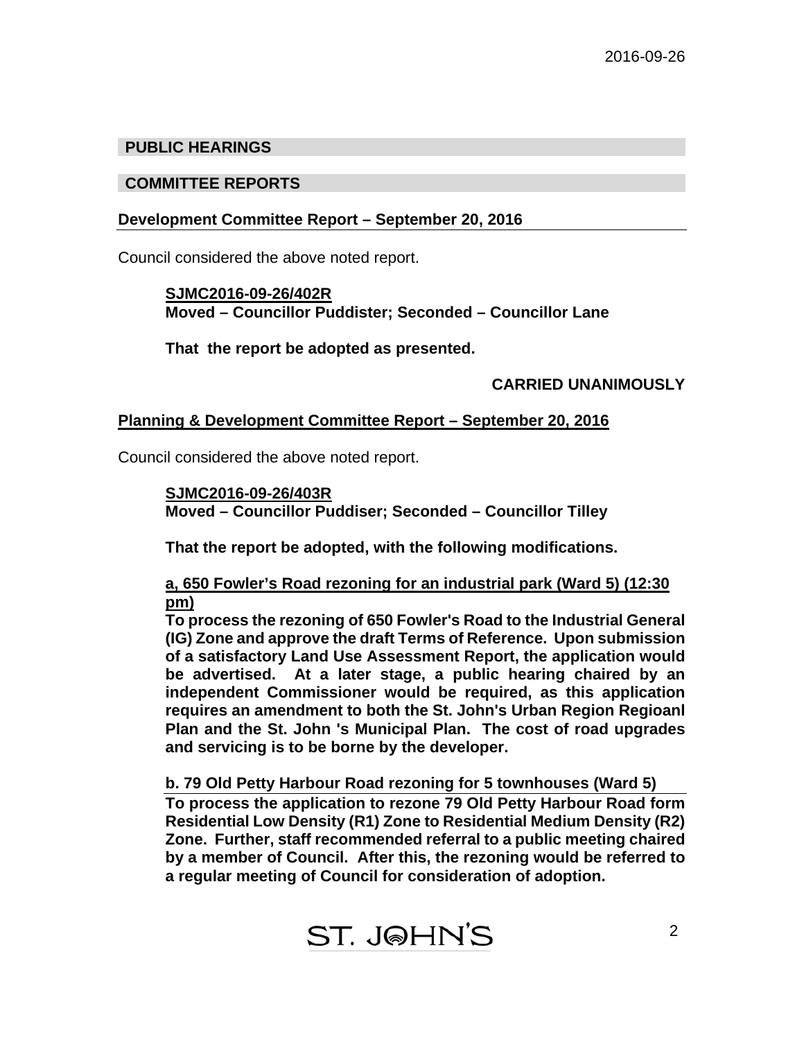## PUBLIC HEARINGS

## COMMITTEE REPORTS

**Development Committee Report – September 20, 2016**

Council considered the above noted report.

> **SJMC2016-09-26/402R**
> **Moved – Councillor Puddister; Seconded – Councillor Lane**
>
> **That the report be adopted as presented.**
>
> **CARRIED UNANIMOUSLY**

**Planning & Development Committee Report – September 20, 2016**

Council considered the above noted report.

> **SJMC2016-09-26/403R**
> **Moved – Councillor Puddiser; Seconded – Councillor Tilley**
>
> **That the report be adopted, with the following modifications.**
>
> **a, 650 Fowler's Road rezoning for an industrial park (Ward 5) (12:30 pm)**
> **To process the rezoning of 650 Fowler's Road to the Industrial General (IG) Zone and approve the draft Terms of Reference. Upon submission of a satisfactory Land Use Assessment Report, the application would be advertised. At a later stage, a public hearing chaired by an independent Commissioner would be required, as this application requires an amendment to both the St. John's Urban Region Regioanl Plan and the St. John 's Municipal Plan. The cost of road upgrades and servicing is to be borne by the developer.**
>
> **b. 79 Old Petty Harbour Road rezoning for 5 townhouses (Ward 5)**
> **To process the application to rezone 79 Old Petty Harbour Road form Residential Low Density (R1) Zone to Residential Medium Density (R2) Zone. Further, staff recommended referral to a public meeting chaired by a member of Council. After this, the rezoning would be referred to a regular meeting of Council for consideration of adoption.**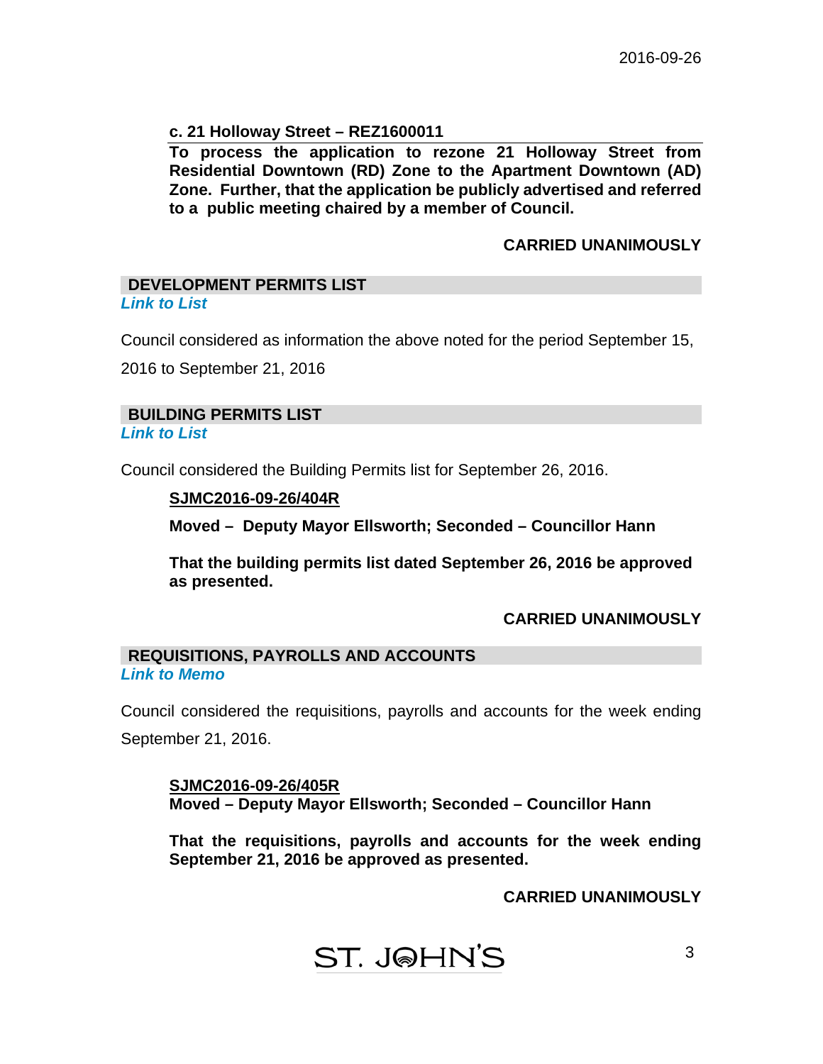**c. 21 Holloway Street – REZ1600011**

**To process the application to rezone 21 Holloway Street from Residential Downtown (RD) Zone to the Apartment Downtown (AD) Zone. Further, that the application be publicly advertised and referred to a public meeting chaired by a member of Council.**

**CARRIED UNANIMOUSLY**

## DEVELOPMENT PERMITS LIST

***Link to List***

Council considered as information the above noted for the period September 15, 2016 to September 21, 2016

## BUILDING PERMITS LIST

***Link to List***

Council considered the Building Permits list for September 26, 2016.

**SJMC2016-09-26/404R**

**Moved – Deputy Mayor Ellsworth; Seconded – Councillor Hann**

**That the building permits list dated September 26, 2016 be approved as presented.**

**CARRIED UNANIMOUSLY**

## REQUISITIONS, PAYROLLS AND ACCOUNTS

***Link to Memo***

Council considered the requisitions, payrolls and accounts for the week ending September 21, 2016.

**SJMC2016-09-26/405R**
**Moved – Deputy Mayor Ellsworth; Seconded – Councillor Hann**

**That the requisitions, payrolls and accounts for the week ending September 21, 2016 be approved as presented.**

**CARRIED UNANIMOUSLY**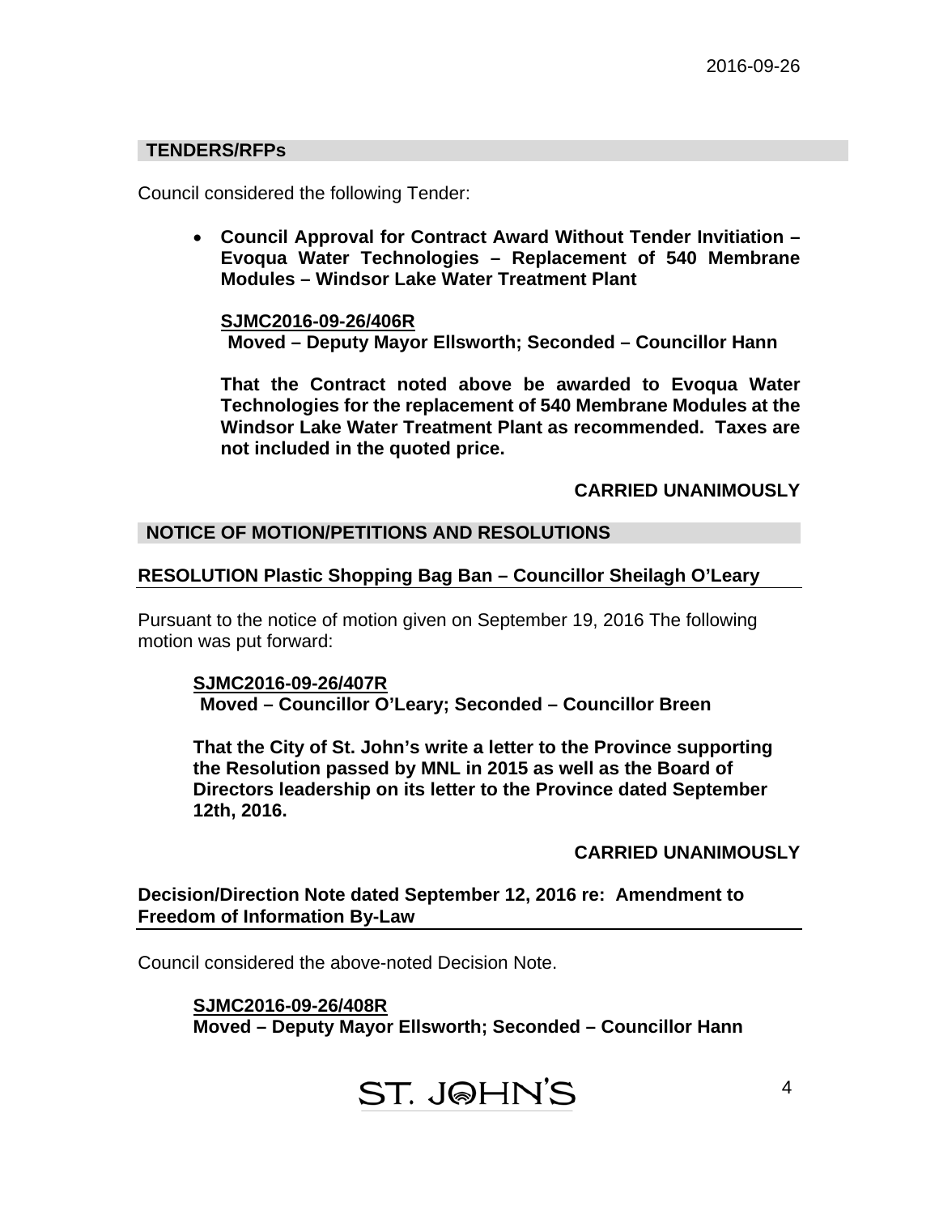## TENDERS/RFPs

Council considered the following Tender:

- **Council Approval for Contract Award Without Tender Invitiation – Evoqua Water Technologies – Replacement of 540 Membrane Modules – Windsor Lake Water Treatment Plant**

  **SJMC2016-09-26/406R**
  **Moved – Deputy Mayor Ellsworth; Seconded – Councillor Hann**

  **That the Contract noted above be awarded to Evoqua Water Technologies for the replacement of 540 Membrane Modules at the Windsor Lake Water Treatment Plant as recommended. Taxes are not included in the quoted price.**

  **CARRIED UNANIMOUSLY**

## NOTICE OF MOTION/PETITIONS AND RESOLUTIONS

### RESOLUTION Plastic Shopping Bag Ban – Councillor Sheilagh O'Leary

Pursuant to the notice of motion given on September 19, 2016 The following motion was put forward:

**SJMC2016-09-26/407R**
**Moved – Councillor O'Leary; Seconded – Councillor Breen**

**That the City of St. John's write a letter to the Province supporting the Resolution passed by MNL in 2015 as well as the Board of Directors leadership on its letter to the Province dated September 12th, 2016.**

**CARRIED UNANIMOUSLY**

### Decision/Direction Note dated September 12, 2016 re: Amendment to Freedom of Information By-Law

Council considered the above-noted Decision Note.

**SJMC2016-09-26/408R**
**Moved – Deputy Mayor Ellsworth; Seconded – Councillor Hann**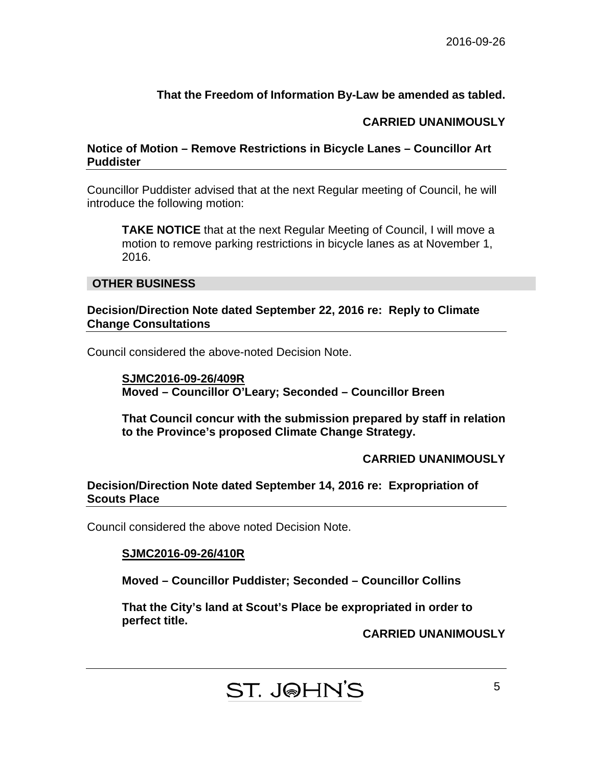**That the Freedom of Information By-Law be amended as tabled.**

**CARRIED UNANIMOUSLY**

### Notice of Motion – Remove Restrictions in Bicycle Lanes – Councillor Art Puddister

Councillor Puddister advised that at the next Regular meeting of Council, he will introduce the following motion:

> **TAKE NOTICE** that at the next Regular Meeting of Council, I will move a motion to remove parking restrictions in bicycle lanes as at November 1, 2016.

## OTHER BUSINESS

### Decision/Direction Note dated September 22, 2016 re: Reply to Climate Change Consultations

Council considered the above-noted Decision Note.

**SJMC2016-09-26/409R**
**Moved – Councillor O'Leary; Seconded – Councillor Breen**

**That Council concur with the submission prepared by staff in relation to the Province's proposed Climate Change Strategy.**

**CARRIED UNANIMOUSLY**

### Decision/Direction Note dated September 14, 2016 re: Expropriation of Scouts Place

Council considered the above noted Decision Note.

**SJMC2016-09-26/410R**

**Moved – Councillor Puddister; Seconded – Councillor Collins**

**That the City's land at Scout's Place be expropriated in order to perfect title.**

**CARRIED UNANIMOUSLY**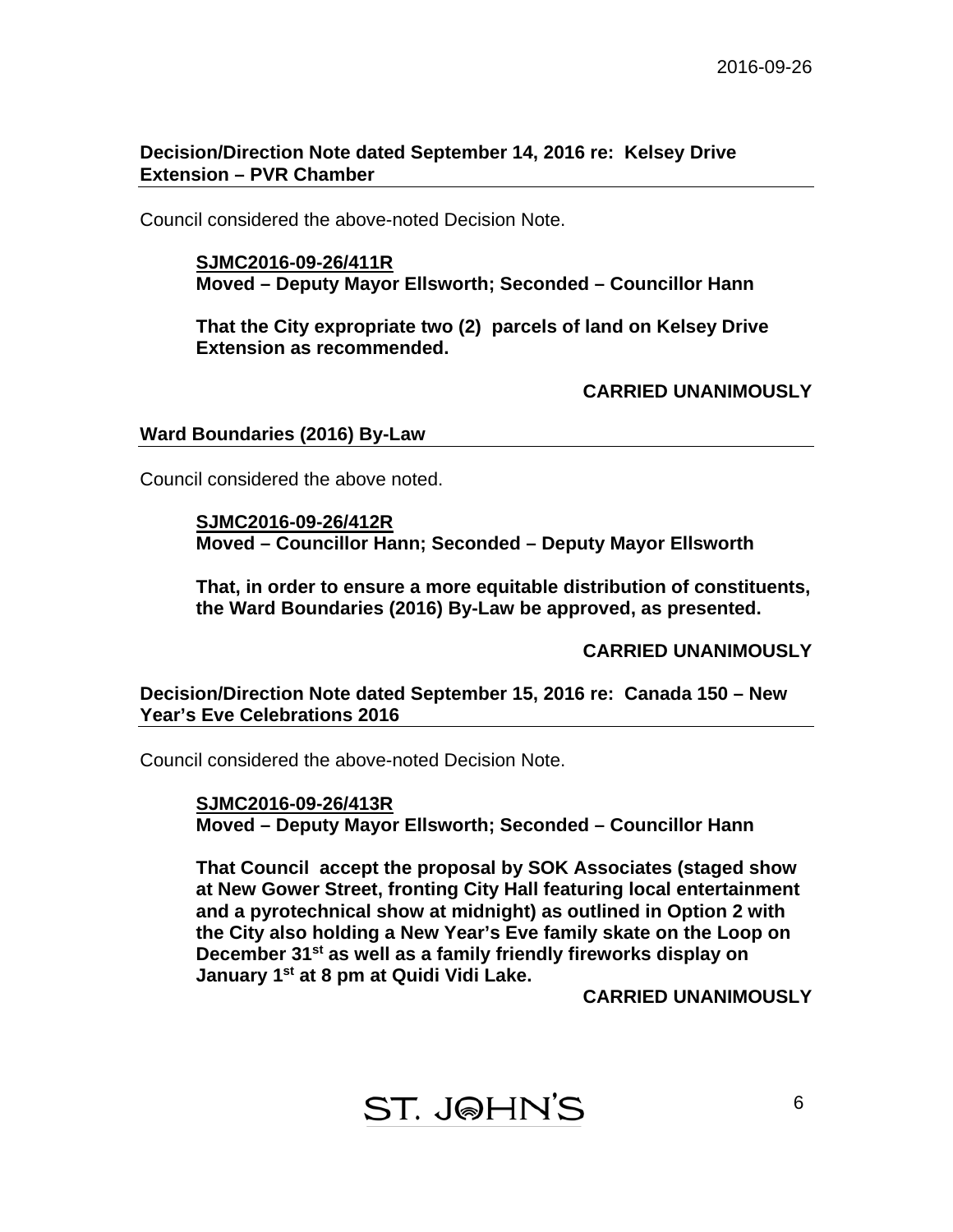## Decision/Direction Note dated September 14, 2016 re: Kelsey Drive Extension – PVR Chamber

Council considered the above-noted Decision Note.

**SJMC2016-09-26/411R**
**Moved – Deputy Mayor Ellsworth; Seconded – Councillor Hann**

**That the City expropriate two (2) parcels of land on Kelsey Drive Extension as recommended.**

**CARRIED UNANIMOUSLY**

## Ward Boundaries (2016) By-Law

Council considered the above noted.

**SJMC2016-09-26/412R**
**Moved – Councillor Hann; Seconded – Deputy Mayor Ellsworth**

**That, in order to ensure a more equitable distribution of constituents, the Ward Boundaries (2016) By-Law be approved, as presented.**

**CARRIED UNANIMOUSLY**

## Decision/Direction Note dated September 15, 2016 re: Canada 150 – New Year's Eve Celebrations 2016

Council considered the above-noted Decision Note.

**SJMC2016-09-26/413R**
**Moved – Deputy Mayor Ellsworth; Seconded – Councillor Hann**

**That Council accept the proposal by SOK Associates (staged show at New Gower Street, fronting City Hall featuring local entertainment and a pyrotechnical show at midnight) as outlined in Option 2 with the City also holding a New Year's Eve family skate on the Loop on December 31st as well as a family friendly fireworks display on January 1st at 8 pm at Quidi Vidi Lake.**

**CARRIED UNANIMOUSLY**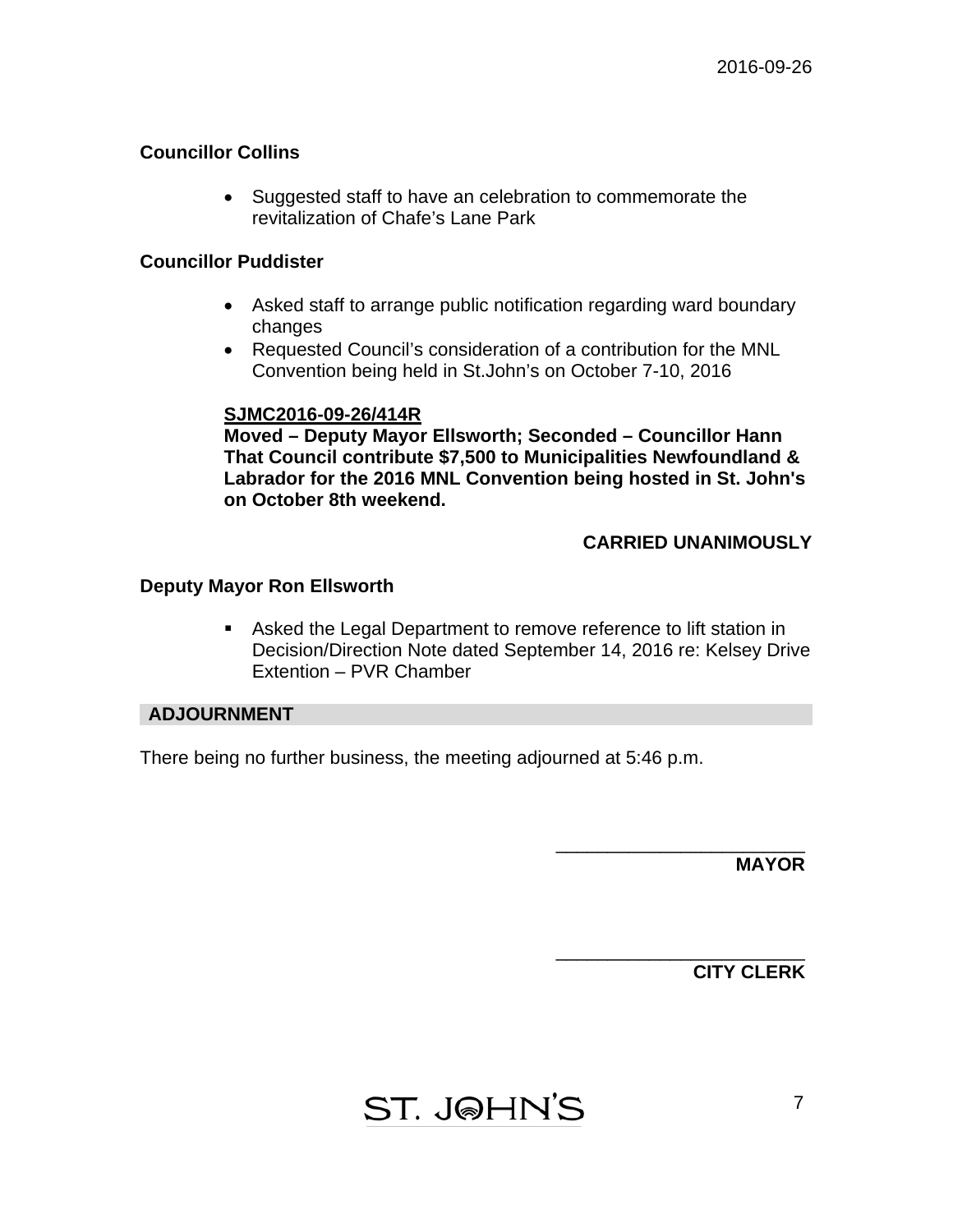**Councillor Collins**

- Suggested staff to have an celebration to commemorate the revitalization of Chafe's Lane Park

**Councillor Puddister**

- Asked staff to arrange public notification regarding ward boundary changes
- Requested Council's consideration of a contribution for the MNL Convention being held in St.John's on October 7-10, 2016

**SJMC2016-09-26/414R**
**Moved – Deputy Mayor Ellsworth; Seconded – Councillor Hann**
**That Council contribute $7,500 to Municipalities Newfoundland & Labrador for the 2016 MNL Convention being hosted in St. John's on October 8th weekend.**

**CARRIED UNANIMOUSLY**

**Deputy Mayor Ron Ellsworth**

- Asked the Legal Department to remove reference to lift station in Decision/Direction Note dated September 14, 2016 re: Kelsey Drive Extention – PVR Chamber

## ADJOURNMENT

There being no further business, the meeting adjourned at 5:46 p.m.

\_\_\_\_\_\_\_\_\_\_\_\_\_\_\_\_\_\_\_\_\_\_\_\_
**MAYOR**

\_\_\_\_\_\_\_\_\_\_\_\_\_\_\_\_\_\_\_\_\_\_\_\_
**CITY CLERK**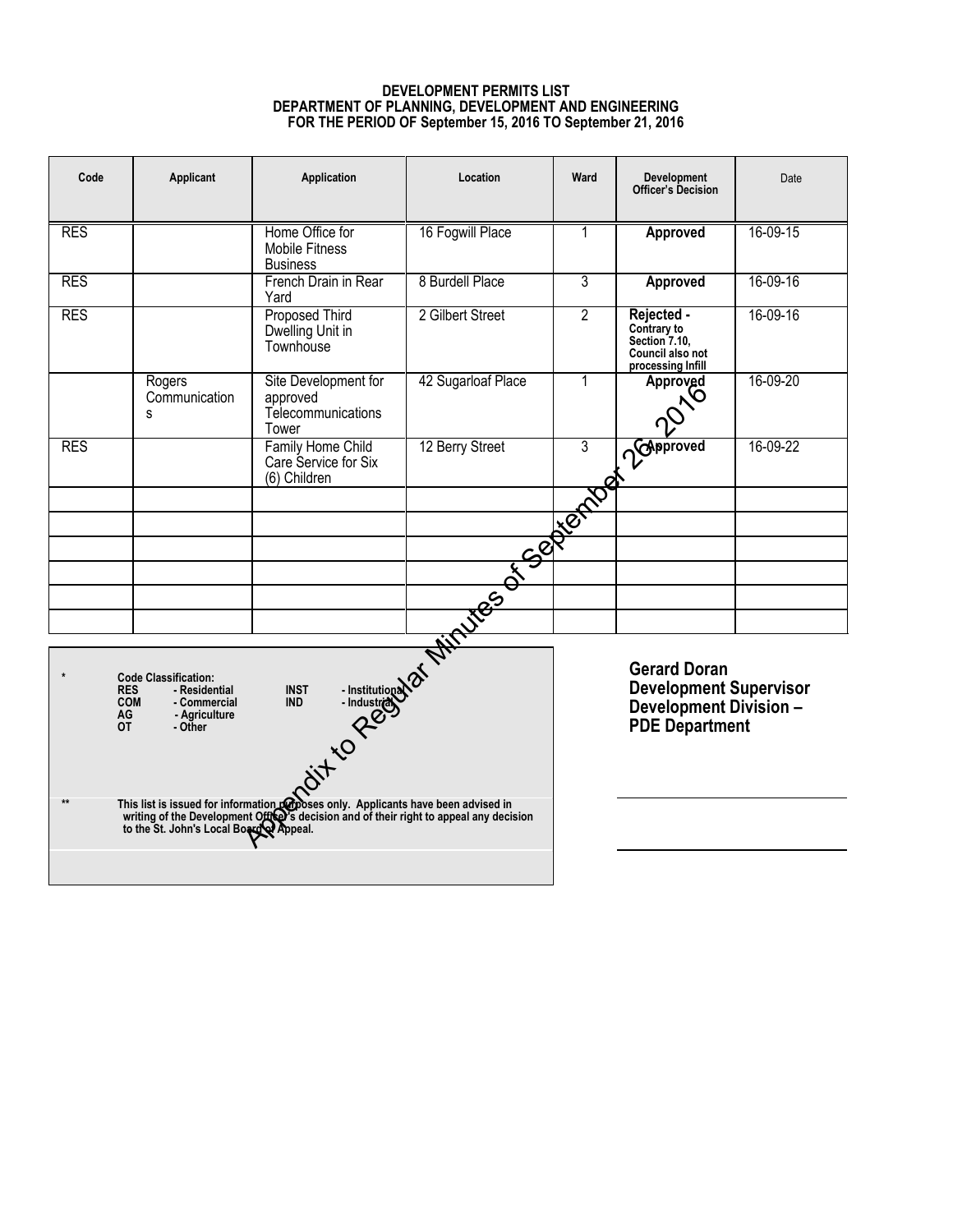**DEVELOPMENT PERMITS LIST**
**DEPARTMENT OF PLANNING, DEVELOPMENT AND ENGINEERING**
**FOR THE PERIOD OF September 15, 2016 TO September 21, 2016**

| Code | Applicant | Application | Location | Ward | Development Officer's Decision | Date |
|---|---|---|---|---|---|---|
| RES | | Home Office for Mobile Fitness Business | 16 Fogwill Place | 1 | **Approved** | 16-09-15 |
| RES | | French Drain in Rear Yard | 8 Burdell Place | 3 | **Approved** | 16-09-16 |
| RES | | Proposed Third Dwelling Unit in Townhouse | 2 Gilbert Street | 2 | **Rejected -** Contrary to Section 7.10, Council also not processing Infill | 16-09-16 |
| | Rogers Communications | Site Development for approved Telecommunications Tower | 42 Sugarloaf Place | 1 | **Approved** | 16-09-20 |
| RES | | Family Home Child Care Service for Six (6) Children | 12 Berry Street | 3 | **Approved** | 16-09-22 |
| | | | | | | |
| | | | | | | |
| | | | | | | |
| | | | | | | |
| | | | | | | |
| | | | | | | |

\* **Code Classification:**

| | | | |
|---|---|---|---|
| **RES** | **- Residential** | **INST** | **- Institutional** |
| **COM** | **- Commercial** | **IND** | **- Industrial** |
| **AG** | **- Agriculture** | | |
| **OT** | **- Other** | | |

\*\* **This list is issued for information purposes only. Applicants have been advised in writing of the Development Officer's decision and of their right to appeal any decision to the St. John's Local Board of Appeal.**

**Gerard Doran**
**Development Supervisor**
**Development Division –**
**PDE Department**

Appendix to Regular Minutes of September 26, 2016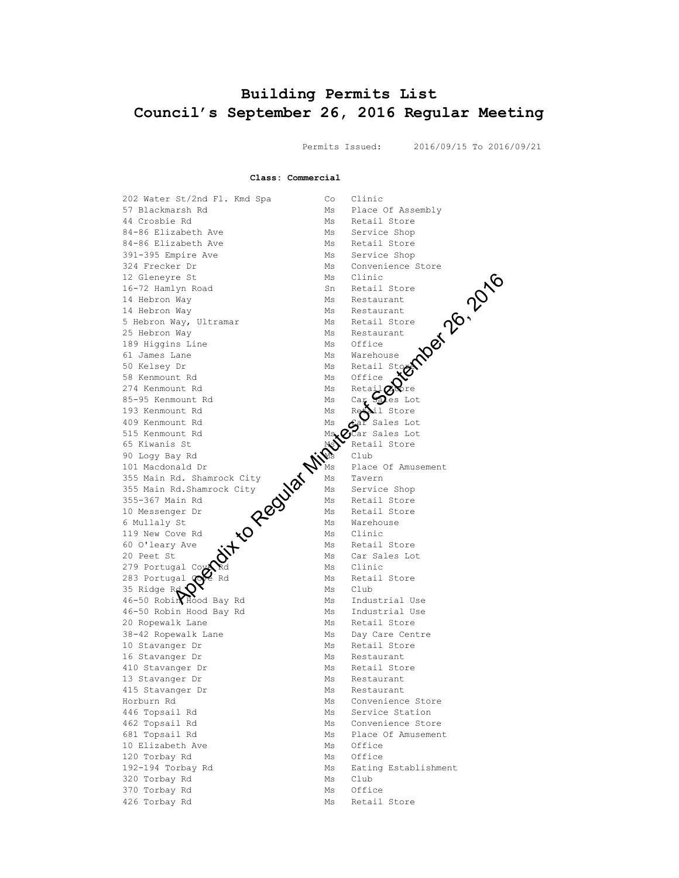# Building Permits List
# Council's September 26, 2016 Regular Meeting

Permits Issued: 2016/09/15 To 2016/09/21

**Class: Commercial**

| | | |
|---|---|---|
| 202 Water St/2nd Fl. Kmd Spa | Co | Clinic |
| 57 Blackmarsh Rd | Ms | Place Of Assembly |
| 44 Crosbie Rd | Ms | Retail Store |
| 84-86 Elizabeth Ave | Ms | Service Shop |
| 84-86 Elizabeth Ave | Ms | Retail Store |
| 391-395 Empire Ave | Ms | Service Shop |
| 324 Frecker Dr | Ms | Convenience Store |
| 12 Gleneyre St | Ms | Clinic |
| 16-72 Hamlyn Road | Sn | Retail Store |
| 14 Hebron Way | Ms | Restaurant |
| 14 Hebron Way | Ms | Restaurant |
| 5 Hebron Way, Ultramar | Ms | Retail Store |
| 25 Hebron Way | Ms | Restaurant |
| 189 Higgins Line | Ms | Office |
| 61 James Lane | Ms | Warehouse |
| 50 Kelsey Dr | Ms | Retail Store |
| 58 Kenmount Rd | Ms | Office |
| 274 Kenmount Rd | Ms | Retail Store |
| 85-95 Kenmount Rd | Ms | Car Sales Lot |
| 193 Kenmount Rd | Ms | Retail Store |
| 409 Kenmount Rd | Ms | Car Sales Lot |
| 515 Kenmount Rd | Ms | Car Sales Lot |
| 65 Kiwanis St | Ms | Retail Store |
| 90 Logy Bay Rd | Ms | Club |
| 101 Macdonald Dr | Ms | Place Of Amusement |
| 355 Main Rd. Shamrock City | Ms | Tavern |
| 355 Main Rd.Shamrock City | Ms | Service Shop |
| 355-367 Main Rd | Ms | Retail Store |
| 10 Messenger Dr | Ms | Retail Store |
| 6 Mullaly St | Ms | Warehouse |
| 119 New Cove Rd | Ms | Clinic |
| 60 O'leary Ave | Ms | Retail Store |
| 20 Peet St | Ms | Car Sales Lot |
| 279 Portugal Cove Rd | Ms | Clinic |
| 283 Portugal Cove Rd | Ms | Retail Store |
| 35 Ridge Rd | Ms | Club |
| 46-50 Robin Hood Bay Rd | Ms | Industrial Use |
| 46-50 Robin Hood Bay Rd | Ms | Industrial Use |
| 20 Ropewalk Lane | Ms | Retail Store |
| 38-42 Ropewalk Lane | Ms | Day Care Centre |
| 10 Stavanger Dr | Ms | Retail Store |
| 16 Stavanger Dr | Ms | Restaurant |
| 410 Stavanger Dr | Ms | Retail Store |
| 13 Stavanger Dr | Ms | Restaurant |
| 415 Stavanger Dr | Ms | Restaurant |
| Horburn Rd | Ms | Convenience Store |
| 446 Topsail Rd | Ms | Service Station |
| 462 Topsail Rd | Ms | Convenience Store |
| 681 Topsail Rd | Ms | Place Of Amusement |
| 10 Elizabeth Ave | Ms | Office |
| 120 Torbay Rd | Ms | Office |
| 192-194 Torbay Rd | Ms | Eating Establishment |
| 320 Torbay Rd | Ms | Club |
| 370 Torbay Rd | Ms | Office |
| 426 Torbay Rd | Ms | Retail Store |

Appendix to Regular Minutes of September 26, 2016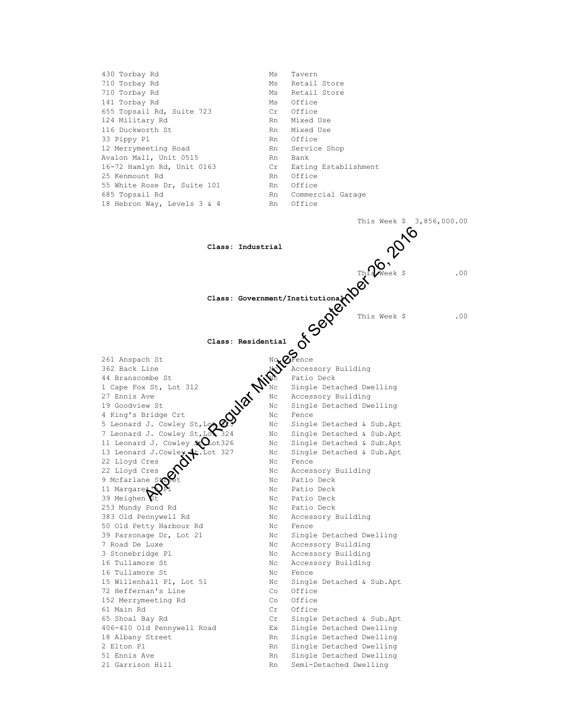| | | |
|---|---|---|
| 430 Torbay Rd | Ms | Tavern |
| 710 Torbay Rd | Ms | Retail Store |
| 710 Torbay Rd | Ms | Retail Store |
| 141 Torbay Rd | Ms | Office |
| 655 Topsail Rd, Suite 723 | Cr | Office |
| 124 Military Rd | Rn | Mixed Use |
| 116 Duckworth St | Rn | Mixed Use |
| 33 Pippy Pl | Rn | Office |
| 12 Merrymeeting Road | Rn | Service Shop |
| Avalon Mall, Unit 0515 | Rn | Bank |
| 16-72 Hamlyn Rd, Unit 0163 | Cr | Eating Establishment |
| 25 Kenmount Rd | Rn | Office |
| 55 White Rose Dr, Suite 101 | Rn | Office |
| 685 Topsail Rd | Rn | Commercial Garage |
| 18 Hebron Way, Levels 3 & 4 | Rn | Office |

This Week $ 3,856,000.00

**Class: Industrial**

This Week $ .00

**Class: Government/Institutional**

This Week $ .00

**Class: Residential**

| | | |
|---|---|---|
| 261 Anspach St | Nc | Fence |
| 362 Back Line | Nc | Accessory Building |
| 44 Branscombe St | Nc | Patio Deck |
| 1 Cape Fox St, Lot 312 | Nc | Single Detached Dwelling |
| 27 Ennis Ave | Nc | Accessory Building |
| 19 Goodview St | Nc | Single Detached Dwelling |
| 4 King's Bridge Crt | Nc | Fence |
| 5 Leonard J. Cowley St, Lot 323 | Nc | Single Detached & Sub.Apt |
| 7 Leonard J. Cowley St, Lot 324 | Nc | Single Detached & Sub.Apt |
| 11 Leonard J. Cowley St, Lot326 | Nc | Single Detached & Sub.Apt |
| 13 Leonard J.Cowley St, Lot 327 | Nc | Single Detached & Sub.Apt |
| 22 Lloyd Cres | Nc | Fence |
| 22 Lloyd Cres | Nc | Accessory Building |
| 9 Mcfarlane Street | Nc | Patio Deck |
| 11 Margaret's Pl | Nc | Patio Deck |
| 39 Meighen St | Nc | Patio Deck |
| 253 Mundy Pond Rd | Nc | Patio Deck |
| 383 Old Pennywell Rd | Nc | Accessory Building |
| 50 Old Petty Harbour Rd | Nc | Fence |
| 39 Parsonage Dr, Lot 21 | Nc | Single Detached Dwelling |
| 7 Road De Luxe | Nc | Accessory Building |
| 3 Stonebridge Pl | Nc | Accessory Building |
| 16 Tullamore St | Nc | Accessory Building |
| 16 Tullamore St | Nc | Fence |
| 15 Willenhall Pl, Lot 51 | Nc | Single Detached & Sub.Apt |
| 72 Heffernan's Line | Co | Office |
| 152 Merrymeeting Rd | Co | Office |
| 61 Main Rd | Cr | Office |
| 65 Shoal Bay Rd | Cr | Single Detached & Sub.Apt |
| 406-410 Old Pennywell Road | Ex | Single Detached Dwelling |
| 18 Albany Street | Rn | Single Detached Dwelling |
| 2 Elton Pl | Rn | Single Detached Dwelling |
| 51 Ennis Ave | Rn | Single Detached Dwelling |
| 21 Garrison Hill | Rn | Semi-Detached Dwelling |

Appendix to Regular Minutes of September 26, 2016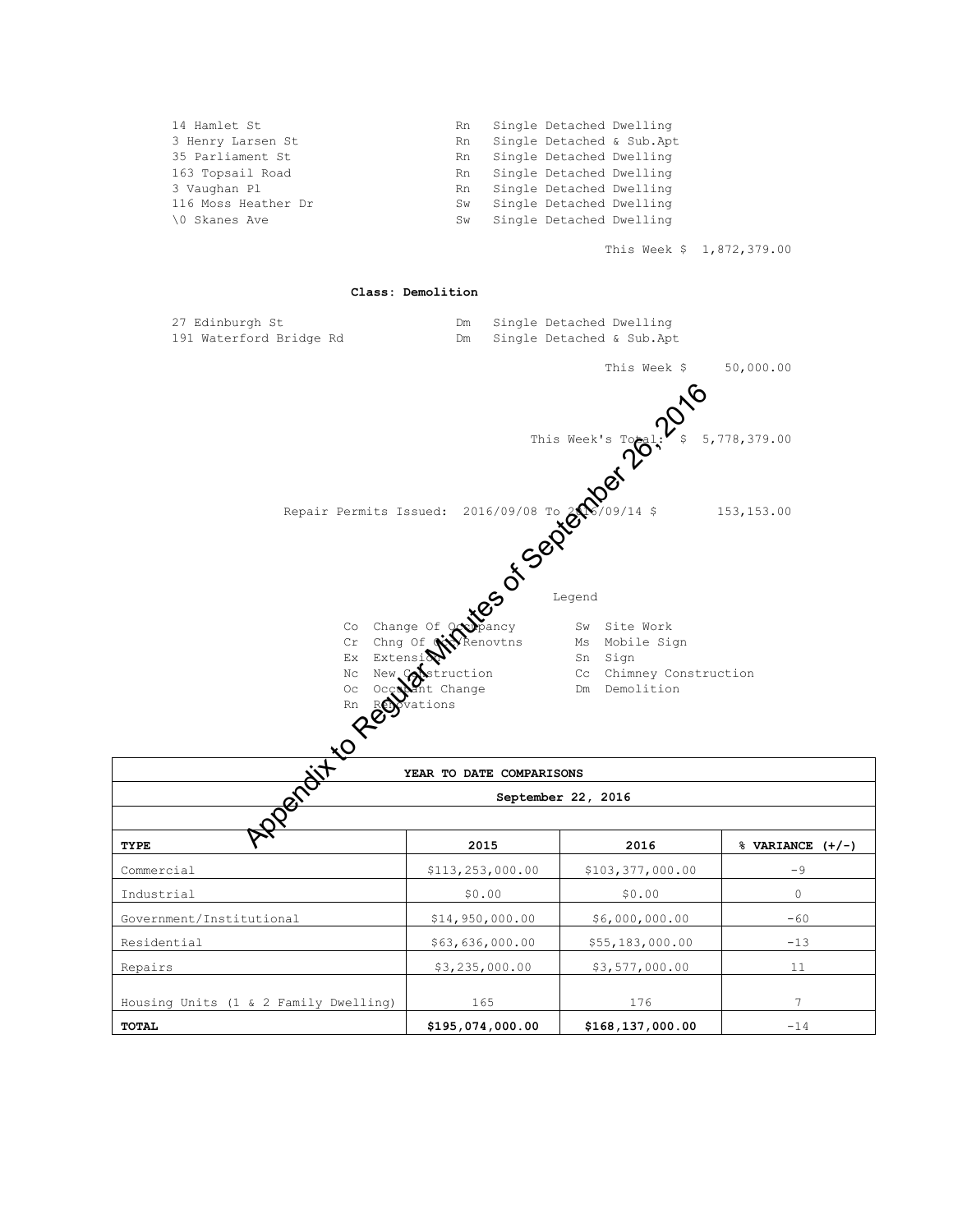| | | |
|---|---|---|
| 14 Hamlet St | Rn | Single Detached Dwelling |
| 3 Henry Larsen St | Rn | Single Detached & Sub.Apt |
| 35 Parliament St | Rn | Single Detached Dwelling |
| 163 Topsail Road | Rn | Single Detached Dwelling |
| 3 Vaughan Pl | Rn | Single Detached Dwelling |
| 116 Moss Heather Dr | Sw | Single Detached Dwelling |
| \0 Skanes Ave | Sw | Single Detached Dwelling |

This Week $ 1,872,379.00

**Class: Demolition**

| | | |
|---|---|---|
| 27 Edinburgh St | Dm | Single Detached Dwelling |
| 191 Waterford Bridge Rd | Dm | Single Detached & Sub.Apt |

This Week $ 50,000.00

This Week's Total: $ 5,778,379.00

Repair Permits Issued: 2016/09/08 To 2016/09/14 $ 153,153.00

Appendix to Regular Minutes of September 26, 2016

Legend

| | | | |
|---|---|---|---|
| Co | Change Of Occupancy | Sw | Site Work |
| Cr | Chng Of Occ/Renovtns | Ms | Mobile Sign |
| Ex | Extension | Sn | Sign |
| Nc | New Construction | Cc | Chimney Construction |
| Oc | Occupant Change | Dm | Demolition |
| Rn | Renovations | | |

| YEAR TO DATE COMPARISONS | | | |
|---|---|---|---|
| September 22, 2016 | | | |
| **TYPE** | **2015** | **2016** | **% VARIANCE (+/-)** |
| Commercial | $113,253,000.00 | $103,377,000.00 | -9 |
| Industrial | $0.00 | $0.00 | 0 |
| Government/Institutional | $14,950,000.00 | $6,000,000.00 | -60 |
| Residential | $63,636,000.00 | $55,183,000.00 | -13 |
| Repairs | $3,235,000.00 | $3,577,000.00 | 11 |
| Housing Units (1 & 2 Family Dwelling) | 165 | 176 | 7 |
| **TOTAL** | **$195,074,000.00** | **$168,137,000.00** | -14 |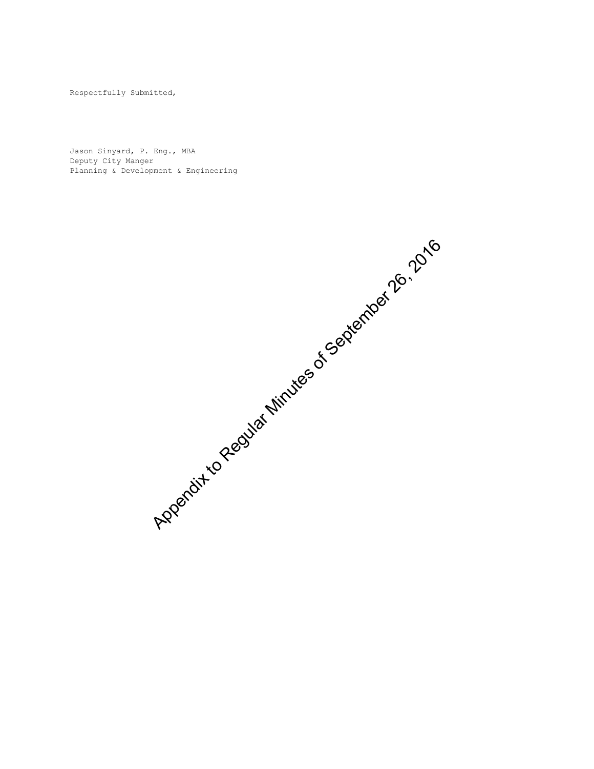Respectfully Submitted,

Jason Sinyard, P. Eng., MBA
Deputy City Manger
Planning & Development & Engineering

Appendix to Regular Minutes of September 26, 2016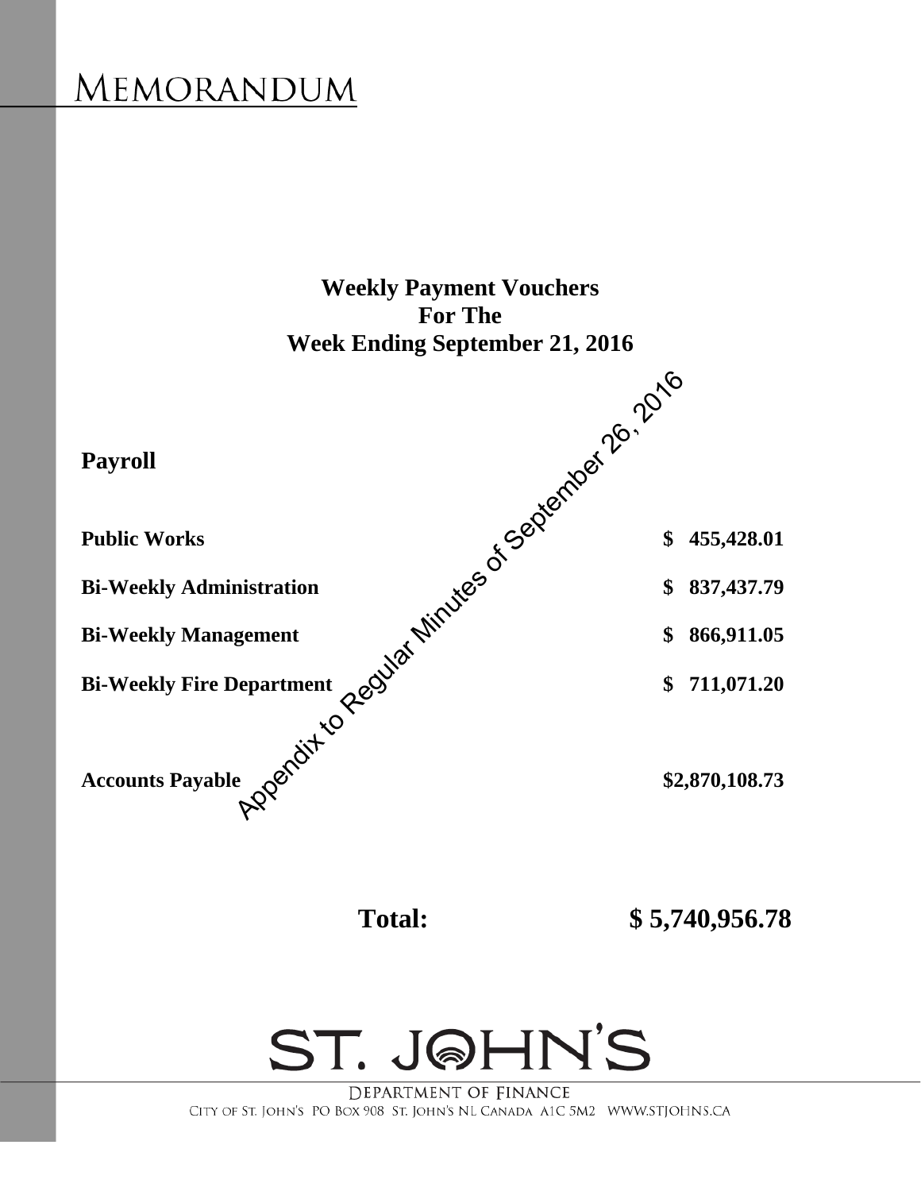# MEMORANDUM

## Weekly Payment Vouchers For The Week Ending September 21, 2016

*Appendix to Regular Minutes of September 26, 2016*

**Payroll**

| | |
|---|---|
| **Public Works** | **$ 455,428.01** |
| **Bi-Weekly Administration** | **$ 837,437.79** |
| **Bi-Weekly Management** | **$ 866,911.05** |
| **Bi-Weekly Fire Department** | **$ 711,071.20** |
| **Accounts Payable** | **$2,870,108.73** |
| **Total:** | **$ 5,740,956.78** |

ST. JOHN'S

DEPARTMENT OF FINANCE

CITY OF ST. JOHN'S PO BOX 908 ST. JOHN'S NL CANADA A1C 5M2 WWW.STJOHNS.CA